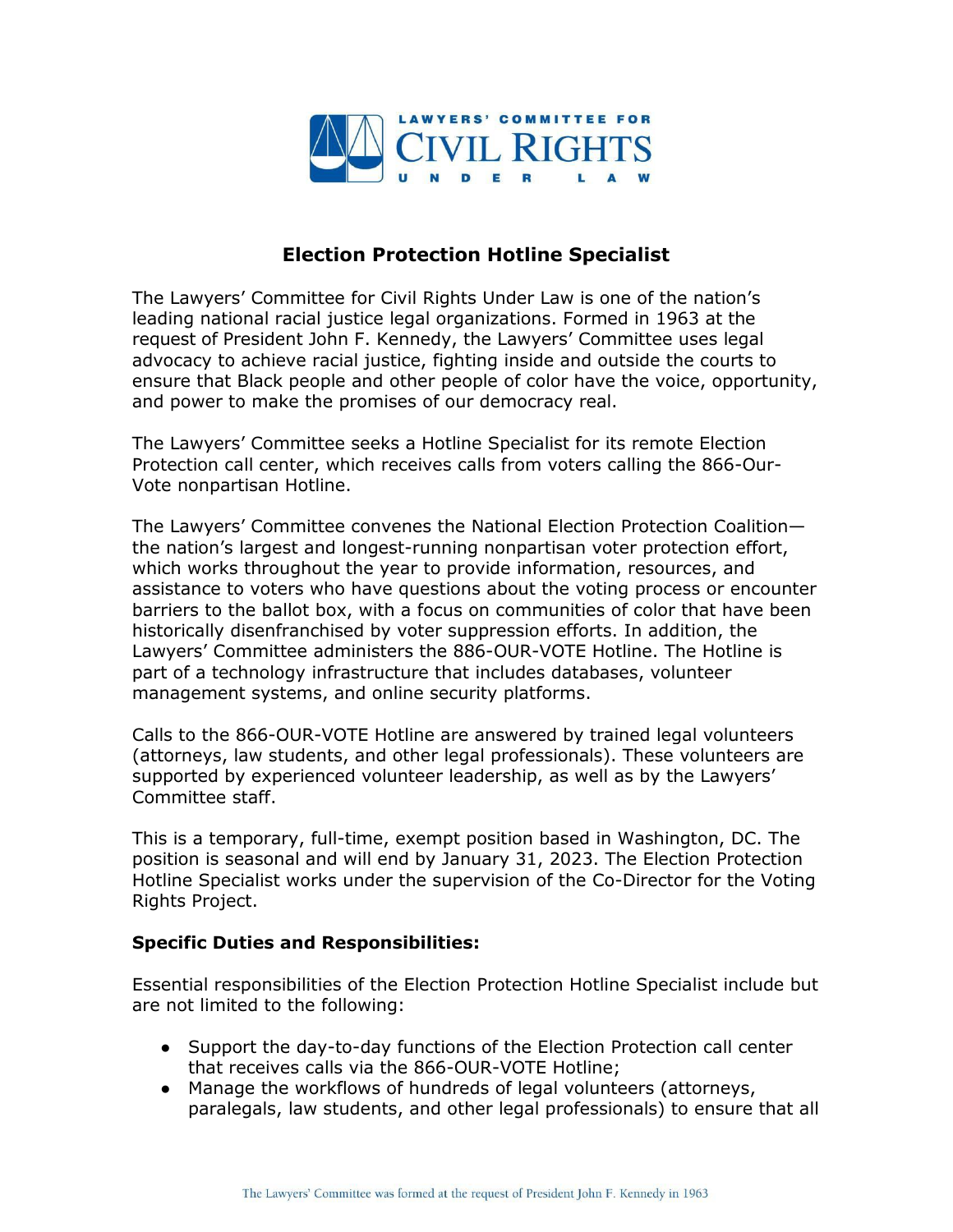LAWYERS' COMMITTEE FOR
CIVIL RIGHTS
UNDER LAW

# Election Protection Hotline Specialist

The Lawyers' Committee for Civil Rights Under Law is one of the nation's leading national racial justice legal organizations. Formed in 1963 at the request of President John F. Kennedy, the Lawyers' Committee uses legal advocacy to achieve racial justice, fighting inside and outside the courts to ensure that Black people and other people of color have the voice, opportunity, and power to make the promises of our democracy real.

The Lawyers' Committee seeks a Hotline Specialist for its remote Election Protection call center, which receives calls from voters calling the 866-Our-Vote nonpartisan Hotline.

The Lawyers' Committee convenes the National Election Protection Coalition—the nation's largest and longest-running nonpartisan voter protection effort, which works throughout the year to provide information, resources, and assistance to voters who have questions about the voting process or encounter barriers to the ballot box, with a focus on communities of color that have been historically disenfranchised by voter suppression efforts. In addition, the Lawyers' Committee administers the 886-OUR-VOTE Hotline. The Hotline is part of a technology infrastructure that includes databases, volunteer management systems, and online security platforms.

Calls to the 866-OUR-VOTE Hotline are answered by trained legal volunteers (attorneys, law students, and other legal professionals). These volunteers are supported by experienced volunteer leadership, as well as by the Lawyers' Committee staff.

This is a temporary, full-time, exempt position based in Washington, DC. The position is seasonal and will end by January 31, 2023. The Election Protection Hotline Specialist works under the supervision of the Co-Director for the Voting Rights Project.

**Specific Duties and Responsibilities:**

Essential responsibilities of the Election Protection Hotline Specialist include but are not limited to the following:

- Support the day-to-day functions of the Election Protection call center that receives calls via the 866-OUR-VOTE Hotline;
- Manage the workflows of hundreds of legal volunteers (attorneys, paralegals, law students, and other legal professionals) to ensure that all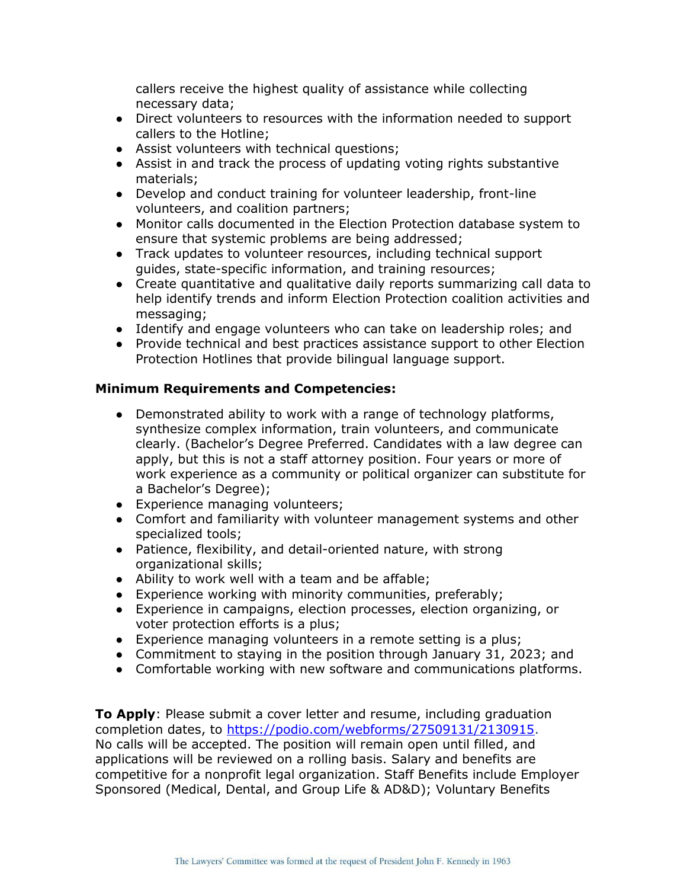callers receive the highest quality of assistance while collecting necessary data;

- Direct volunteers to resources with the information needed to support callers to the Hotline;
- Assist volunteers with technical questions;
- Assist in and track the process of updating voting rights substantive materials;
- Develop and conduct training for volunteer leadership, front-line volunteers, and coalition partners;
- Monitor calls documented in the Election Protection database system to ensure that systemic problems are being addressed;
- Track updates to volunteer resources, including technical support guides, state-specific information, and training resources;
- Create quantitative and qualitative daily reports summarizing call data to help identify trends and inform Election Protection coalition activities and messaging;
- Identify and engage volunteers who can take on leadership roles; and
- Provide technical and best practices assistance support to other Election Protection Hotlines that provide bilingual language support.

**Minimum Requirements and Competencies:**

- Demonstrated ability to work with a range of technology platforms, synthesize complex information, train volunteers, and communicate clearly. (Bachelor's Degree Preferred. Candidates with a law degree can apply, but this is not a staff attorney position. Four years or more of work experience as a community or political organizer can substitute for a Bachelor's Degree);
- Experience managing volunteers;
- Comfort and familiarity with volunteer management systems and other specialized tools;
- Patience, flexibility, and detail-oriented nature, with strong organizational skills;
- Ability to work well with a team and be affable;
- Experience working with minority communities, preferably;
- Experience in campaigns, election processes, election organizing, or voter protection efforts is a plus;
- Experience managing volunteers in a remote setting is a plus;
- Commitment to staying in the position through January 31, 2023; and
- Comfortable working with new software and communications platforms.

**To Apply**: Please submit a cover letter and resume, including graduation completion dates, to [https://podio.com/webforms/27509131/2130915](https://podio.com/webforms/27509131/2130915). No calls will be accepted. The position will remain open until filled, and applications will be reviewed on a rolling basis. Salary and benefits are competitive for a nonprofit legal organization. Staff Benefits include Employer Sponsored (Medical, Dental, and Group Life & AD&D); Voluntary Benefits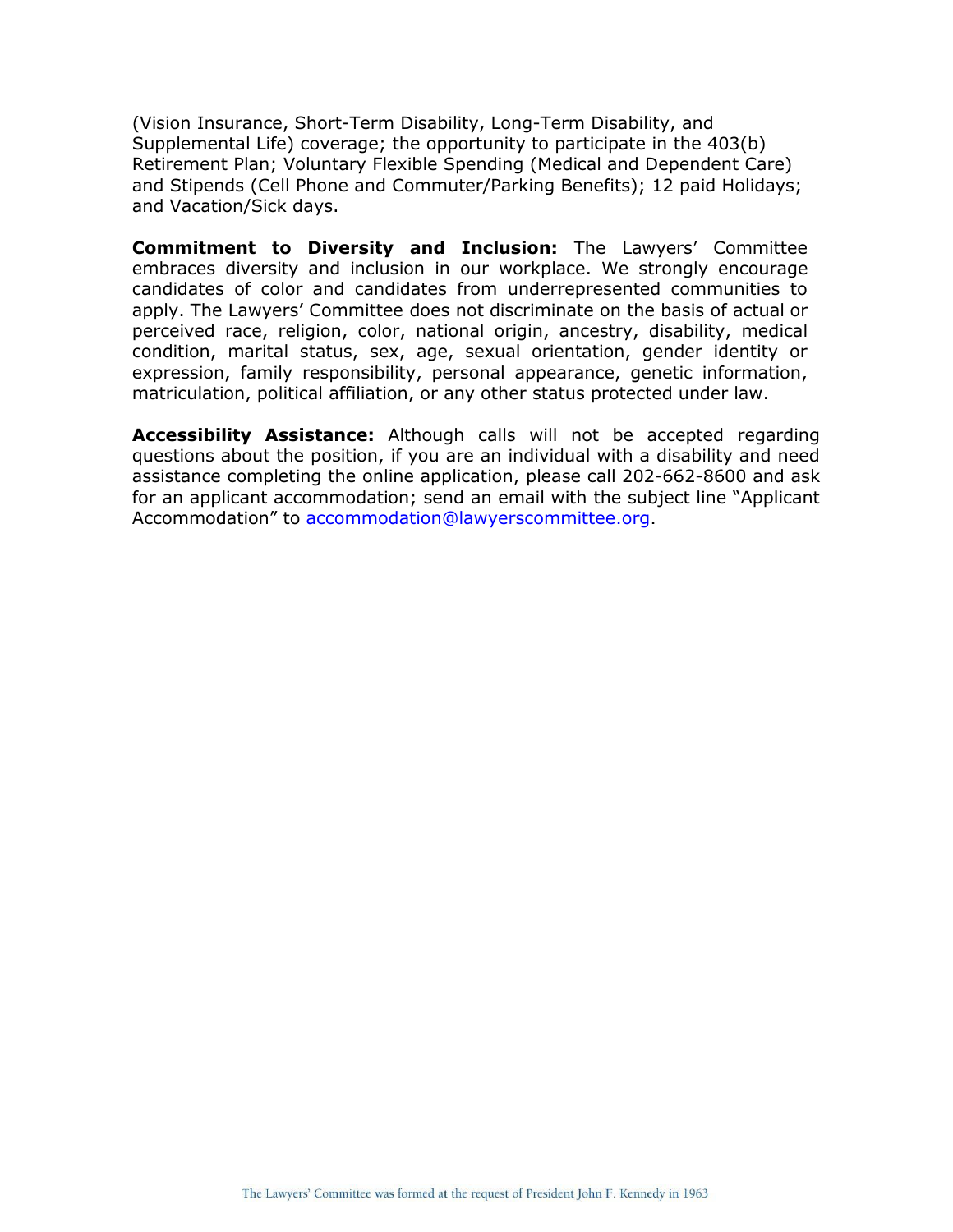(Vision Insurance, Short-Term Disability, Long-Term Disability, and Supplemental Life) coverage; the opportunity to participate in the 403(b) Retirement Plan; Voluntary Flexible Spending (Medical and Dependent Care) and Stipends (Cell Phone and Commuter/Parking Benefits); 12 paid Holidays; and Vacation/Sick days.

**Commitment to Diversity and Inclusion:** The Lawyers' Committee embraces diversity and inclusion in our workplace. We strongly encourage candidates of color and candidates from underrepresented communities to apply. The Lawyers' Committee does not discriminate on the basis of actual or perceived race, religion, color, national origin, ancestry, disability, medical condition, marital status, sex, age, sexual orientation, gender identity or expression, family responsibility, personal appearance, genetic information, matriculation, political affiliation, or any other status protected under law.

**Accessibility Assistance:** Although calls will not be accepted regarding questions about the position, if you are an individual with a disability and need assistance completing the online application, please call 202-662-8600 and ask for an applicant accommodation; send an email with the subject line "Applicant Accommodation" to accommodation@lawyerscommittee.org.